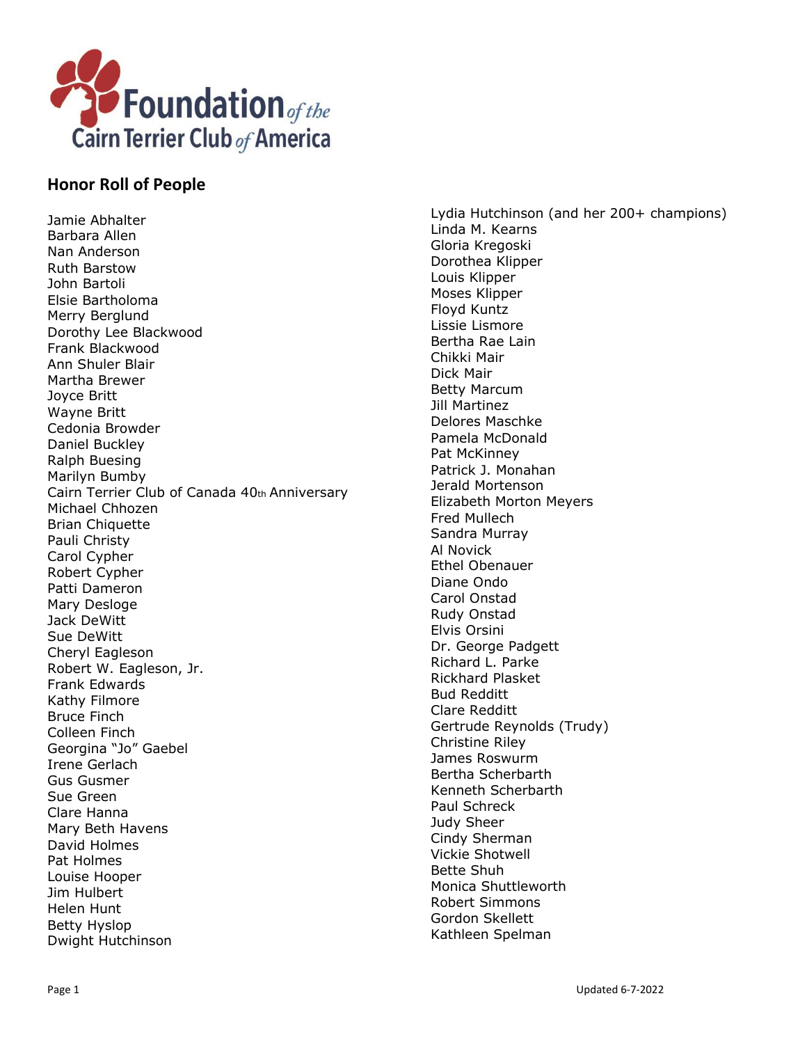Foundation of the Cairn Terrier Club of America

## Honor Roll of People

Jamie Abhalter
Barbara Allen
Nan Anderson
Ruth Barstow
John Bartoli
Elsie Bartholoma
Merry Berglund
Dorothy Lee Blackwood
Frank Blackwood
Ann Shuler Blair
Martha Brewer
Joyce Britt
Wayne Britt
Cedonia Browder
Daniel Buckley
Ralph Buesing
Marilyn Bumby
Cairn Terrier Club of Canada 40th Anniversary
Michael Chhozen
Brian Chiquette
Pauli Christy
Carol Cypher
Robert Cypher
Patti Dameron
Mary Desloge
Jack DeWitt
Sue DeWitt
Cheryl Eagleson
Robert W. Eagleson, Jr.
Frank Edwards
Kathy Filmore
Bruce Finch
Colleen Finch
Georgina "Jo" Gaebel
Irene Gerlach
Gus Gusmer
Sue Green
Clare Hanna
Mary Beth Havens
David Holmes
Pat Holmes
Louise Hooper
Jim Hulbert
Helen Hunt
Betty Hyslop
Dwight Hutchinson
Lydia Hutchinson (and her 200+ champions)
Linda M. Kearns
Gloria Kregoski
Dorothea Klipper
Louis Klipper
Moses Klipper
Floyd Kuntz
Lissie Lismore
Bertha Rae Lain
Chikki Mair
Dick Mair
Betty Marcum
Jill Martinez
Delores Maschke
Pamela McDonald
Pat McKinney
Patrick J. Monahan
Jerald Mortenson
Elizabeth Morton Meyers
Fred Mullech
Sandra Murray
Al Novick
Ethel Obenauer
Diane Ondo
Carol Onstad
Rudy Onstad
Elvis Orsini
Dr. George Padgett
Richard L. Parke
Rickhard Plasket
Bud Redditt
Clare Redditt
Gertrude Reynolds (Trudy)
Christine Riley
James Roswurm
Bertha Scherbarth
Kenneth Scherbarth
Paul Schreck
Judy Sheer
Cindy Sherman
Vickie Shotwell
Bette Shuh
Monica Shuttleworth
Robert Simmons
Gordon Skellett
Kathleen Spelman

Updated 6-7-2022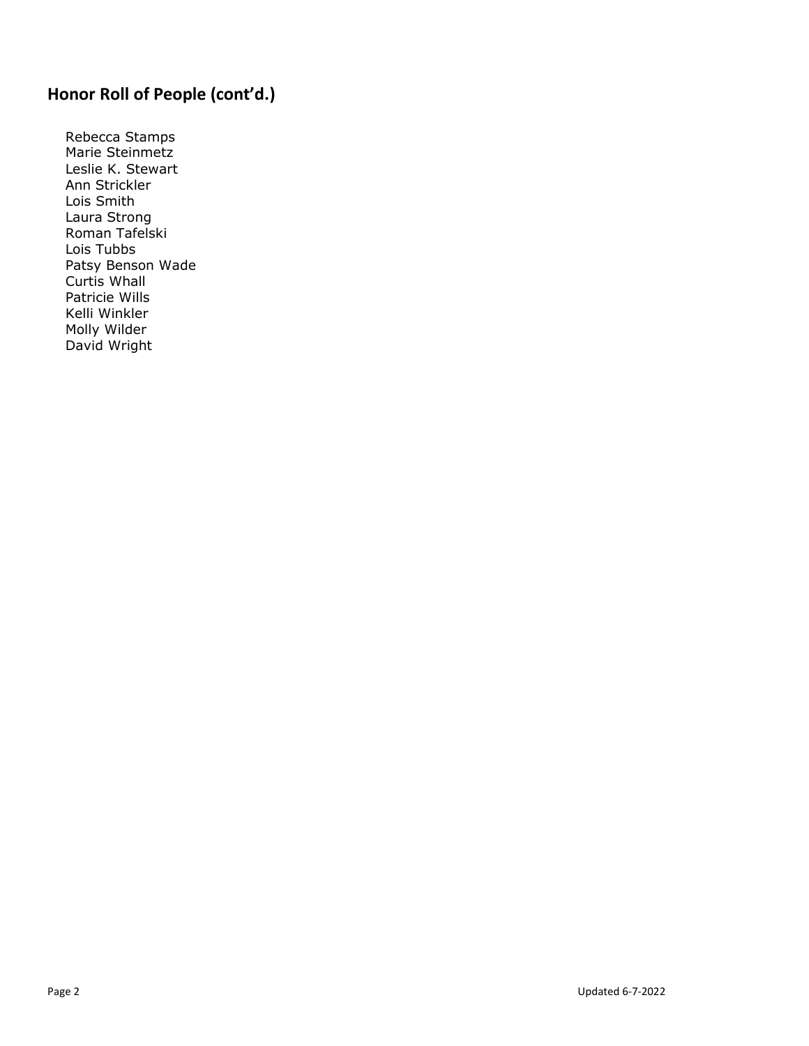## Honor Roll of People (cont'd.)

Rebecca Stamps
Marie Steinmetz
Leslie K. Stewart
Ann Strickler
Lois Smith
Laura Strong
Roman Tafelski
Lois Tubbs
Patsy Benson Wade
Curtis Whall
Patricie Wills
Kelli Winkler
Molly Wilder
David Wright

Updated 6-7-2022